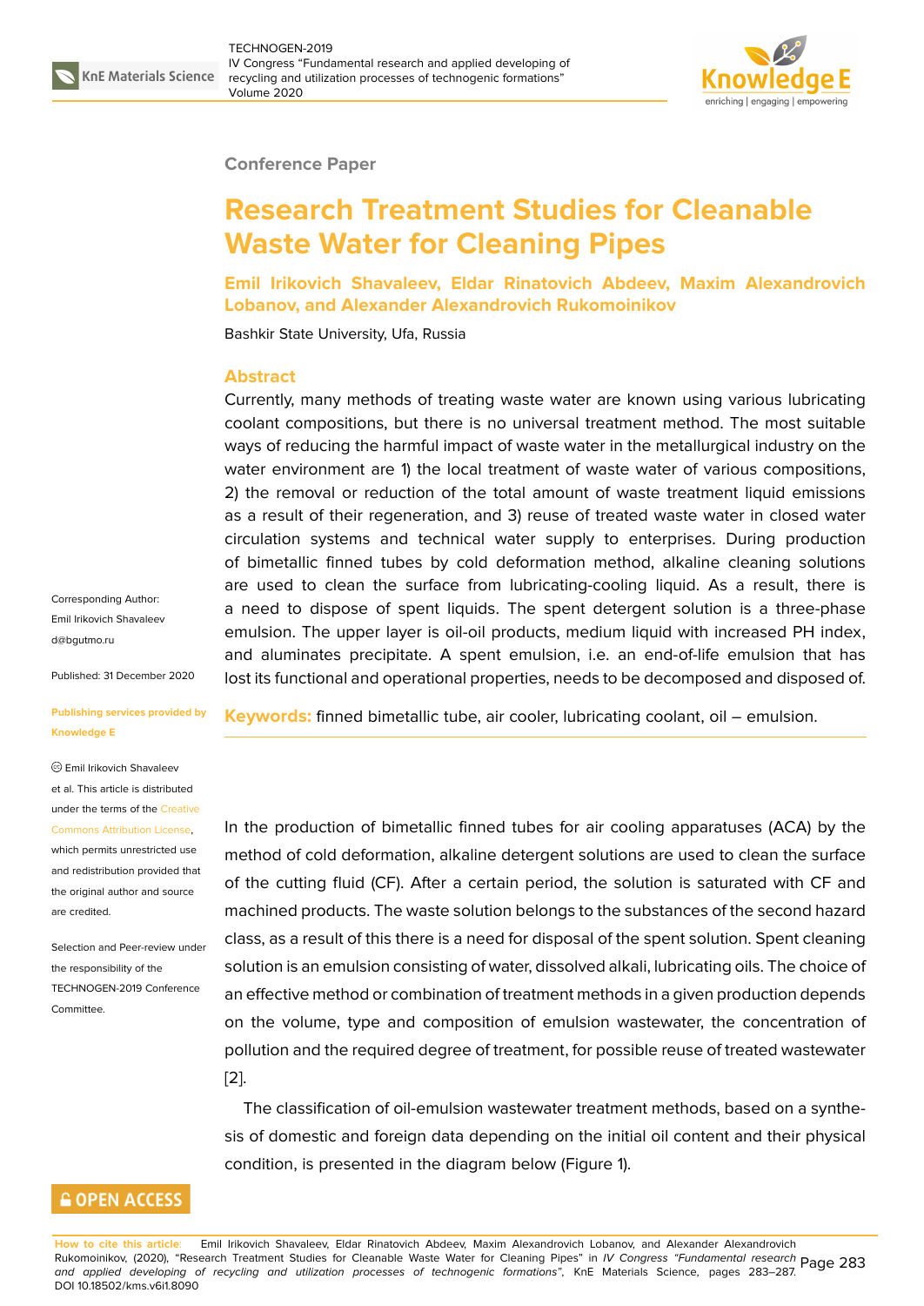Conference Paper

# Research Treatment Studies for Cleanable Waste Water for Cleaning Pipes

**Emil Irikovich Shavaleev, Eldar Rinatovich Abdeev, Maxim Alexandrovich Lobanov, and Alexander Alexandrovich Rukomoinikov**

Bashkir State University, Ufa, Russia

## Abstract

Currently, many methods of treating waste water are known using various lubricating coolant compositions, but there is no universal treatment method. The most suitable ways of reducing the harmful impact of waste water in the metallurgical industry on the water environment are 1) the local treatment of waste water of various compositions, 2) the removal or reduction of the total amount of waste treatment liquid emissions as a result of their regeneration, and 3) reuse of treated waste water in closed water circulation systems and technical water supply to enterprises. During production of bimetallic finned tubes by cold deformation method, alkaline cleaning solutions are used to clean the surface from lubricating-cooling liquid. As a result, there is a need to dispose of spent liquids. The spent detergent solution is a three-phase emulsion. The upper layer is oil-oil products, medium liquid with increased PH index, and aluminates precipitate. A spent emulsion, i.e. an end-of-life emulsion that has lost its functional and operational properties, needs to be decomposed and disposed of.

**Keywords:** finned bimetallic tube, air cooler, lubricating coolant, oil – emulsion.

Corresponding Author: Emil Irikovich Shavaleev d@bgutmo.ru

Published: 31 December 2020

Publishing services provided by Knowledge E

© Emil Irikovich Shavaleev et al. This article is distributed under the terms of the Creative Commons Attribution License, which permits unrestricted use and redistribution provided that the original author and source are credited.

Selection and Peer-review under the responsibility of the TECHNOGEN-2019 Conference Committee.

In the production of bimetallic finned tubes for air cooling apparatuses (ACA) by the method of cold deformation, alkaline detergent solutions are used to clean the surface of the cutting fluid (CF). After a certain period, the solution is saturated with CF and machined products. The waste solution belongs to the substances of the second hazard class, as a result of this there is a need for disposal of the spent solution. Spent cleaning solution is an emulsion consisting of water, dissolved alkali, lubricating oils. The choice of an effective method or combination of treatment methods in a given production depends on the volume, type and composition of emulsion wastewater, the concentration of pollution and the required degree of treatment, for possible reuse of treated wastewater [2].

The classification of oil-emulsion wastewater treatment methods, based on a synthesis of domestic and foreign data depending on the initial oil content and their physical condition, is presented in the diagram below (Figure 1).

**How to cite this article**: Emil Irikovich Shavaleev, Eldar Rinatovich Abdeev, Maxim Alexandrovich Lobanov, and Alexander Alexandrovich Rukomoinikov, (2020), "Research Treatment Studies for Cleanable Waste Water for Cleaning Pipes" in *IV Congress "Fundamental research and applied developing of recycling and utilization processes of technogenic formations"*, KnE Materials Science, pages 283–287. DOI 10.18502/kms.v6i1.8090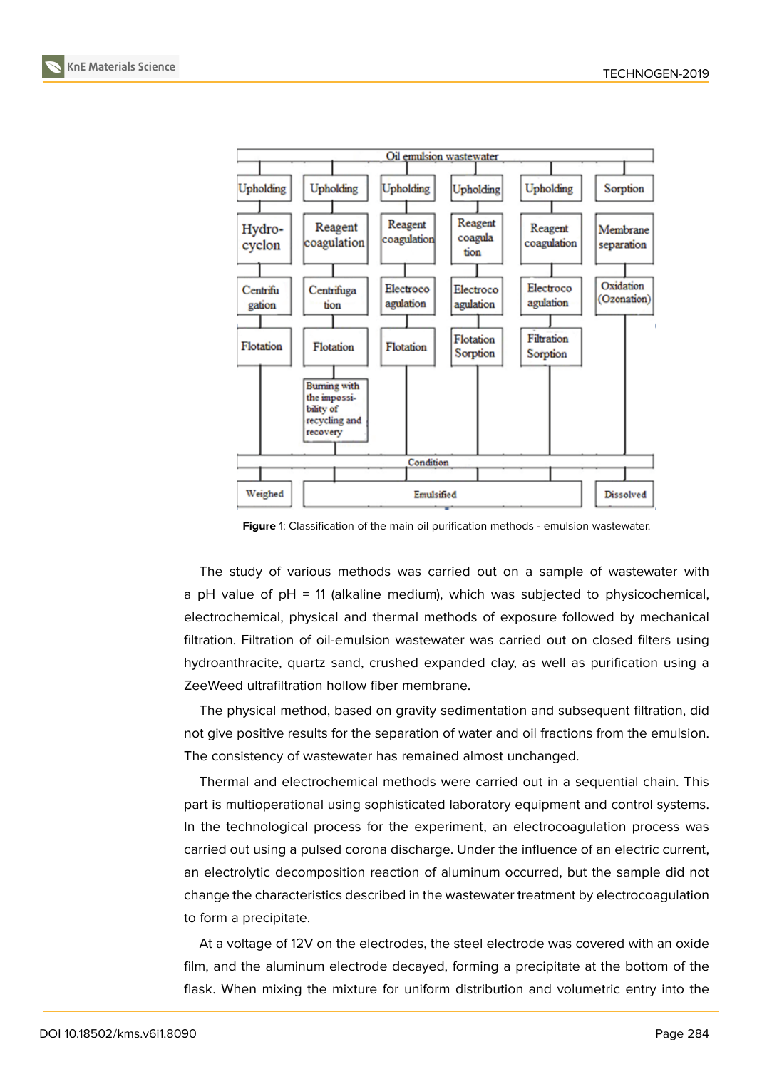**Figure** 1: Classification of the main oil purification methods - emulsion wastewater.

The study of various methods was carried out on a sample of wastewater with a pH value of pH = 11 (alkaline medium), which was subjected to physicochemical, electrochemical, physical and thermal methods of exposure followed by mechanical filtration. Filtration of oil-emulsion wastewater was carried out on closed filters using hydroanthracite, quartz sand, crushed expanded clay, as well as purification using a ZeeWeed ultrafiltration hollow fiber membrane.

The physical method, based on gravity sedimentation and subsequent filtration, did not give positive results for the separation of water and oil fractions from the emulsion. The consistency of wastewater has remained almost unchanged.

Thermal and electrochemical methods were carried out in a sequential chain. This part is multioperational using sophisticated laboratory equipment and control systems. In the technological process for the experiment, an electrocoagulation process was carried out using a pulsed corona discharge. Under the influence of an electric current, an electrolytic decomposition reaction of aluminum occurred, but the sample did not change the characteristics described in the wastewater treatment by electrocoagulation to form a precipitate.

At a voltage of 12V on the electrodes, the steel electrode was covered with an oxide film, and the aluminum electrode decayed, forming a precipitate at the bottom of the flask. When mixing the mixture for uniform distribution and volumetric entry into the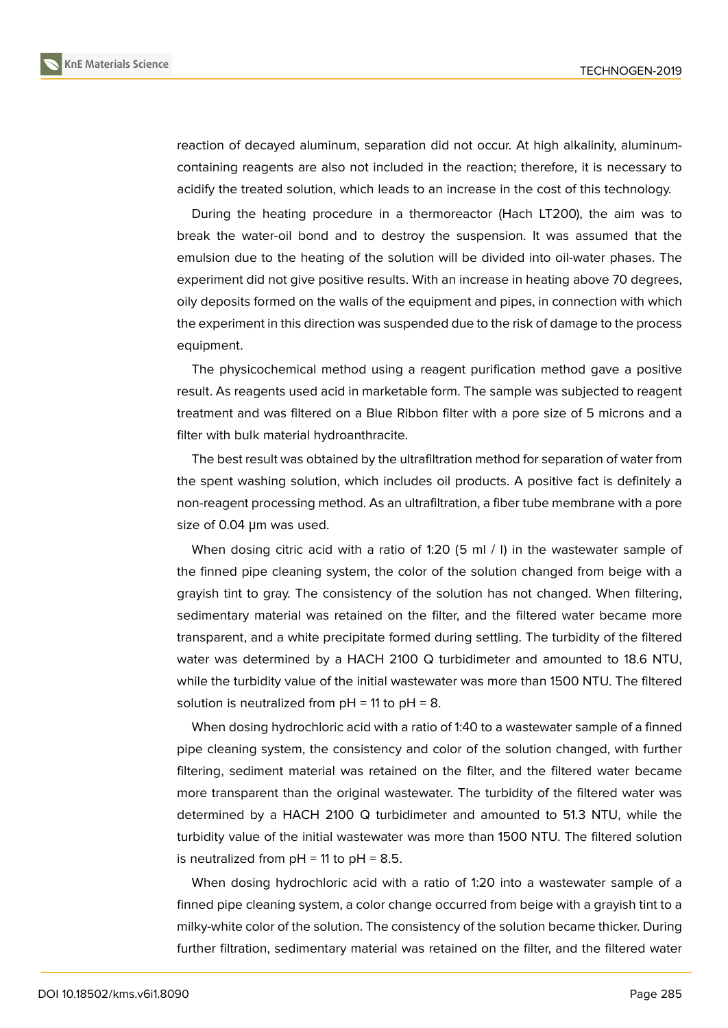reaction of decayed aluminum, separation did not occur. At high alkalinity, aluminum-containing reagents are also not included in the reaction; therefore, it is necessary to acidify the treated solution, which leads to an increase in the cost of this technology.

During the heating procedure in a thermoreactor (Hach LT200), the aim was to break the water-oil bond and to destroy the suspension. It was assumed that the emulsion due to the heating of the solution will be divided into oil-water phases. The experiment did not give positive results. With an increase in heating above 70 degrees, oily deposits formed on the walls of the equipment and pipes, in connection with which the experiment in this direction was suspended due to the risk of damage to the process equipment.

The physicochemical method using a reagent purification method gave a positive result. As reagents used acid in marketable form. The sample was subjected to reagent treatment and was filtered on a Blue Ribbon filter with a pore size of 5 microns and a filter with bulk material hydroanthracite.

The best result was obtained by the ultrafiltration method for separation of water from the spent washing solution, which includes oil products. A positive fact is definitely a non-reagent processing method. As an ultrafiltration, a fiber tube membrane with a pore size of 0.04 μm was used.

When dosing citric acid with a ratio of 1:20 (5 ml / l) in the wastewater sample of the finned pipe cleaning system, the color of the solution changed from beige with a grayish tint to gray. The consistency of the solution has not changed. When filtering, sedimentary material was retained on the filter, and the filtered water became more transparent, and a white precipitate formed during settling. The turbidity of the filtered water was determined by a HACH 2100 Q turbidimeter and amounted to 18.6 NTU, while the turbidity value of the initial wastewater was more than 1500 NTU. The filtered solution is neutralized from pH = 11 to pH = 8.

When dosing hydrochloric acid with a ratio of 1:40 to a wastewater sample of a finned pipe cleaning system, the consistency and color of the solution changed, with further filtering, sediment material was retained on the filter, and the filtered water became more transparent than the original wastewater. The turbidity of the filtered water was determined by a HACH 2100 Q turbidimeter and amounted to 51.3 NTU, while the turbidity value of the initial wastewater was more than 1500 NTU. The filtered solution is neutralized from pH = 11 to pH = 8.5.

When dosing hydrochloric acid with a ratio of 1:20 into a wastewater sample of a finned pipe cleaning system, a color change occurred from beige with a grayish tint to a milky-white color of the solution. The consistency of the solution became thicker. During further filtration, sedimentary material was retained on the filter, and the filtered water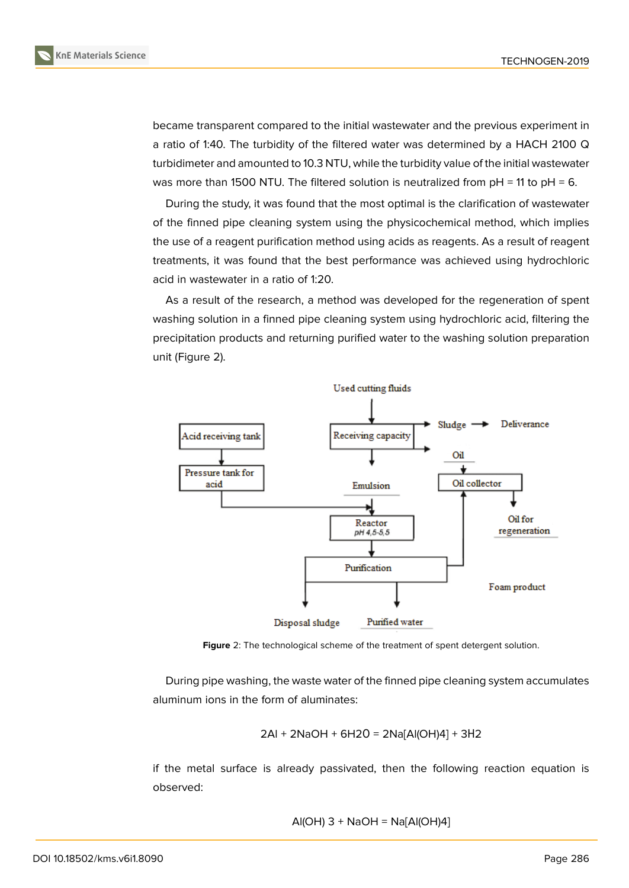became transparent compared to the initial wastewater and the previous experiment in a ratio of 1:40. The turbidity of the filtered water was determined by a HACH 2100 Q turbidimeter and amounted to 10.3 NTU, while the turbidity value of the initial wastewater was more than 1500 NTU. The filtered solution is neutralized from pH = 11 to pH = 6.

During the study, it was found that the most optimal is the clarification of wastewater of the finned pipe cleaning system using the physicochemical method, which implies the use of a reagent purification method using acids as reagents. As a result of reagent treatments, it was found that the best performance was achieved using hydrochloric acid in wastewater in a ratio of 1:20.

As a result of the research, a method was developed for the regeneration of spent washing solution in a finned pipe cleaning system using hydrochloric acid, filtering the precipitation products and returning purified water to the washing solution preparation unit (Figure 2).

Used cutting fluids

Acid receiving tank

Receiving capacity

Sludge → Deliverance

Oil

Pressure tank for acid

Emulsion

Oil collector

Oil for regeneration

Reactor pH 4,5-5,5

Purification

Foam product

Disposal sludge

Purified water

**Figure** 2: The technological scheme of the treatment of spent detergent solution.

During pipe washing, the waste water of the finned pipe cleaning system accumulates aluminum ions in the form of aluminates:

$$2Al + 2NaOH + 6H_2O = 2Na[Al(OH)_4] + 3H_2$$

if the metal surface is already passivated, then the following reaction equation is observed:

$$Al(OH)_3 + NaOH = Na[Al(OH)_4]$$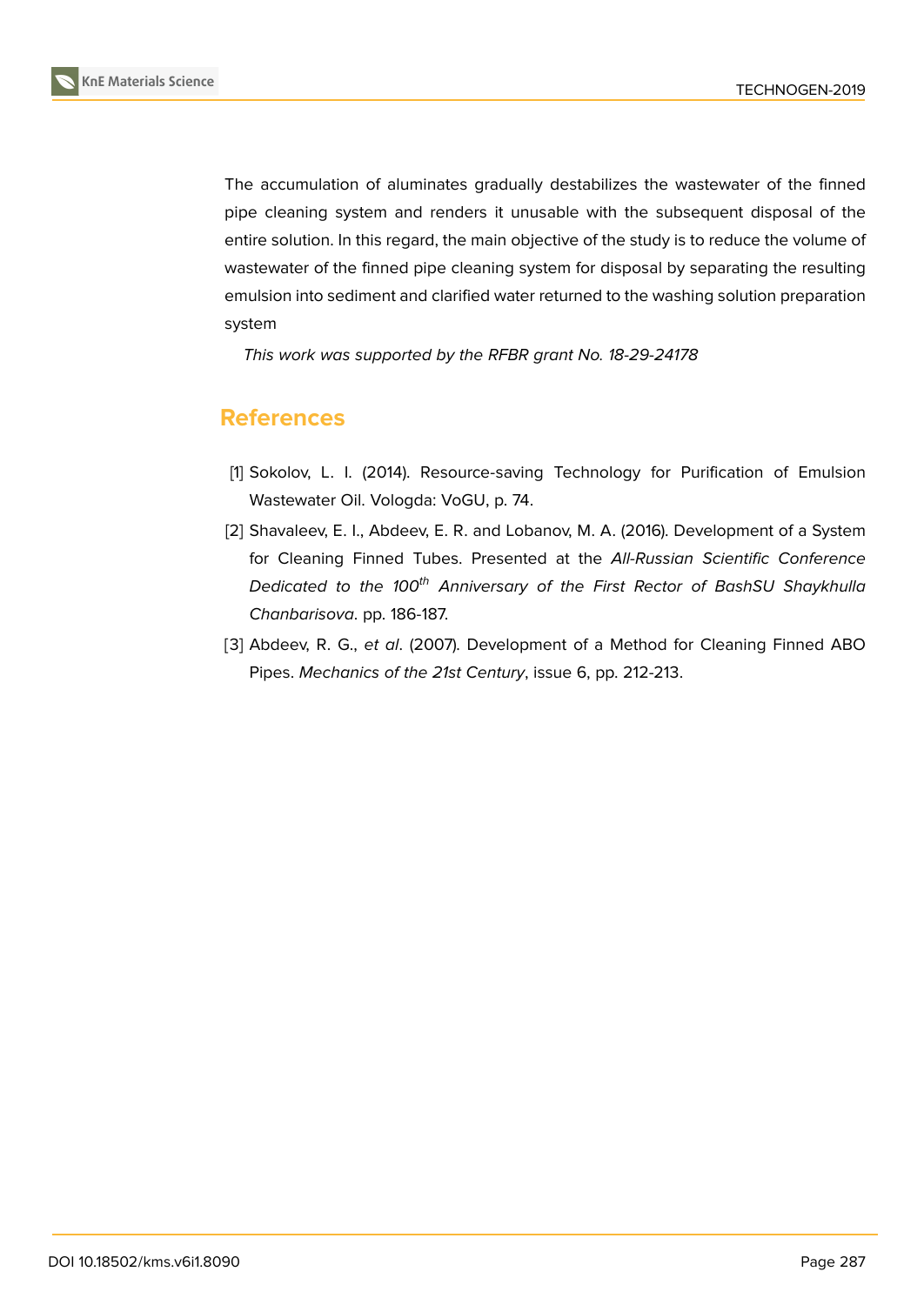The accumulation of aluminates gradually destabilizes the wastewater of the finned pipe cleaning system and renders it unusable with the subsequent disposal of the entire solution. In this regard, the main objective of the study is to reduce the volume of wastewater of the finned pipe cleaning system for disposal by separating the resulting emulsion into sediment and clarified water returned to the washing solution preparation system

*This work was supported by the RFBR grant No. 18-29-24178*

## References

[1] Sokolov, L. I. (2014). Resource-saving Technology for Purification of Emulsion Wastewater Oil. Vologda: VoGU, p. 74.

[2] Shavaleev, E. I., Abdeev, E. R. and Lobanov, M. A. (2016). Development of a System for Cleaning Finned Tubes. Presented at the *All-Russian Scientific Conference Dedicated to the 100th Anniversary of the First Rector of BashSU Shaykhulla Chanbarisova*. pp. 186-187.

[3] Abdeev, R. G., *et al*. (2007). Development of a Method for Cleaning Finned ABO Pipes. *Mechanics of the 21st Century*, issue 6, pp. 212-213.